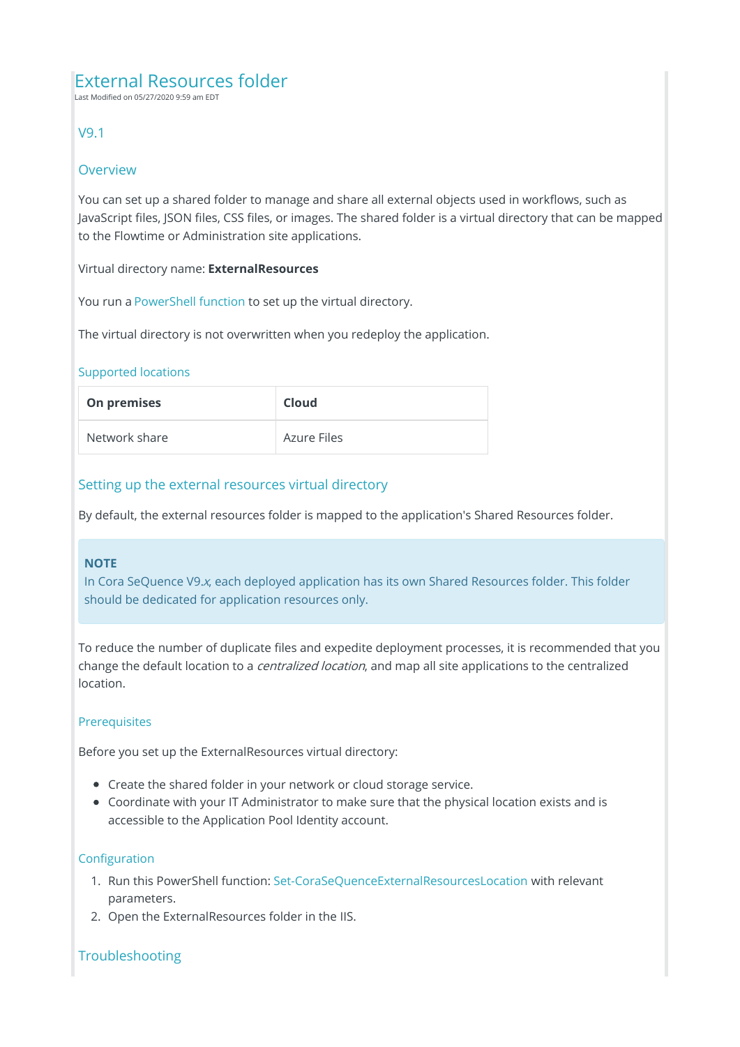# External Resources folder

Last Modified on 05/27/2020 9:59 am EDT

## V9.1

## Overview

You can set up a shared folder to manage and share all external objects used in workflows, such as JavaScript files, JSON files, CSS files, or images. The shared folder is a virtual directory that can be mapped to the Flowtime or Administration site applications.

Virtual directory name: **ExternalResources**

You run a PowerShell function to set up the virtual directory.

The virtual directory is not overwritten when you redeploy the application.

### Supported locations

| On premises | Cloud |
| --- | --- |
| Network share | Azure Files |

## Setting up the external resources virtual directory

By default, the external resources folder is mapped to the application's Shared Resources folder.

> **NOTE**
> In Cora SeQuence V9.*x*, each deployed application has its own Shared Resources folder. This folder should be dedicated for application resources only.

To reduce the number of duplicate files and expedite deployment processes, it is recommended that you change the default location to a *centralized location*, and map all site applications to the centralized location.

### Prerequisites

Before you set up the ExternalResources virtual directory:

- Create the shared folder in your network or cloud storage service.
- Coordinate with your IT Administrator to make sure that the physical location exists and is accessible to the Application Pool Identity account.

### Configuration

1. Run this PowerShell function: Set-CoraSeQuenceExternalResourcesLocation with relevant parameters.
2. Open the ExternalResources folder in the IIS.

## Troubleshooting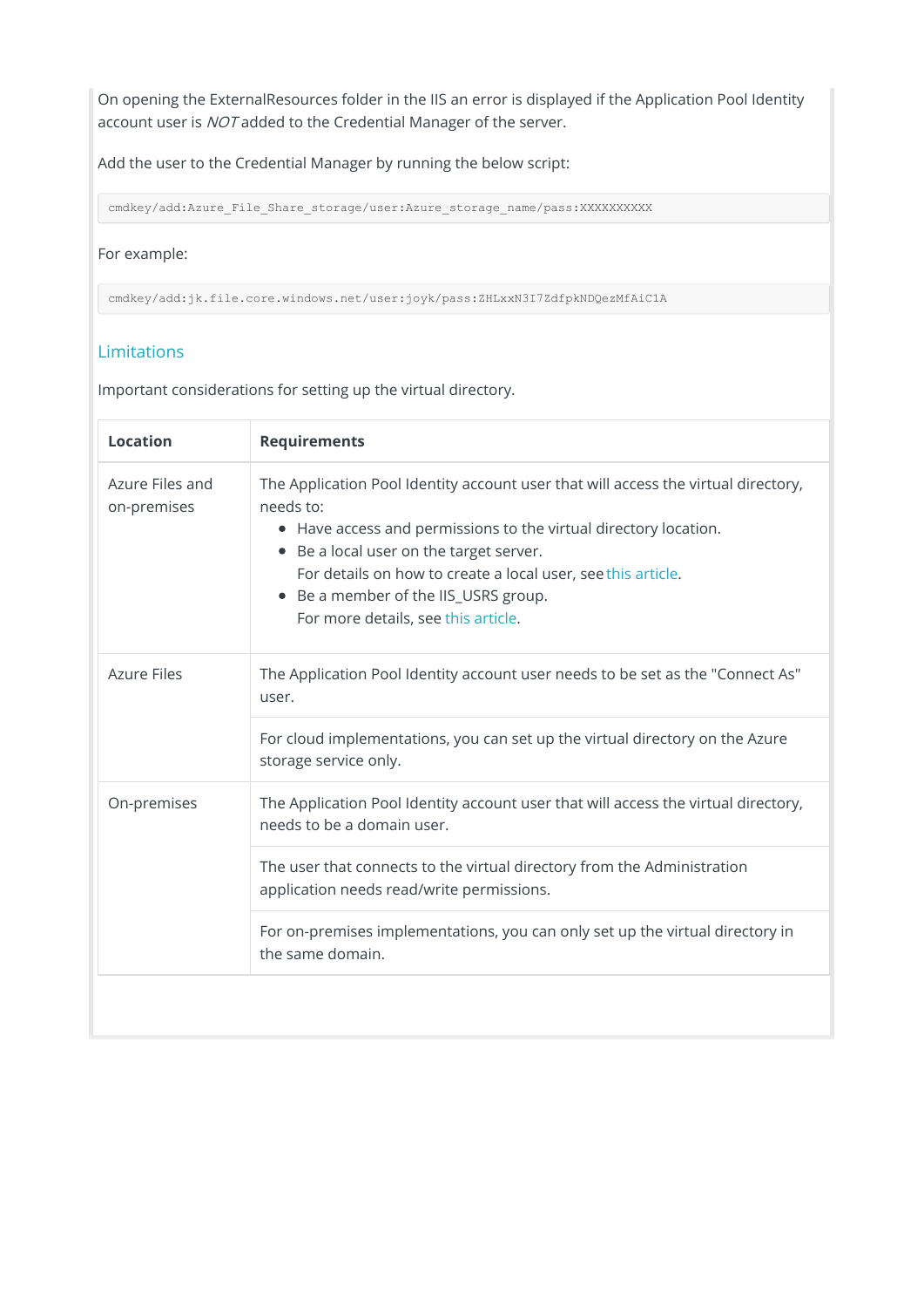On opening the ExternalResources folder in the IIS an error is displayed if the Application Pool Identity account user is *NOT* added to the Credential Manager of the server.

Add the user to the Credential Manager by running the below script:

```
cmdkey/add:Azure_File_Share_storage/user:Azure_storage_name/pass:XXXXXXXXXX
```

For example:

```
cmdkey/add:jk.file.core.windows.net/user:joyk/pass:ZHLxxN3I7ZdfpkNDQezMfAiC1A
```

## Limitations

Important considerations for setting up the virtual directory.

| Location | Requirements |
|---|---|
| Azure Files and on-premises | The Application Pool Identity account user that will access the virtual directory, needs to:<br>• Have access and permissions to the virtual directory location.<br>• Be a local user on the target server.<br>For details on how to create a local user, see this article.<br>• Be a member of the IIS_USRS group.<br>For more details, see this article. |
| Azure Files | The Application Pool Identity account user needs to be set as the "Connect As" user. |
| | For cloud implementations, you can set up the virtual directory on the Azure storage service only. |
| On-premises | The Application Pool Identity account user that will access the virtual directory, needs to be a domain user. |
| | The user that connects to the virtual directory from the Administration application needs read/write permissions. |
| | For on-premises implementations, you can only set up the virtual directory in the same domain. |